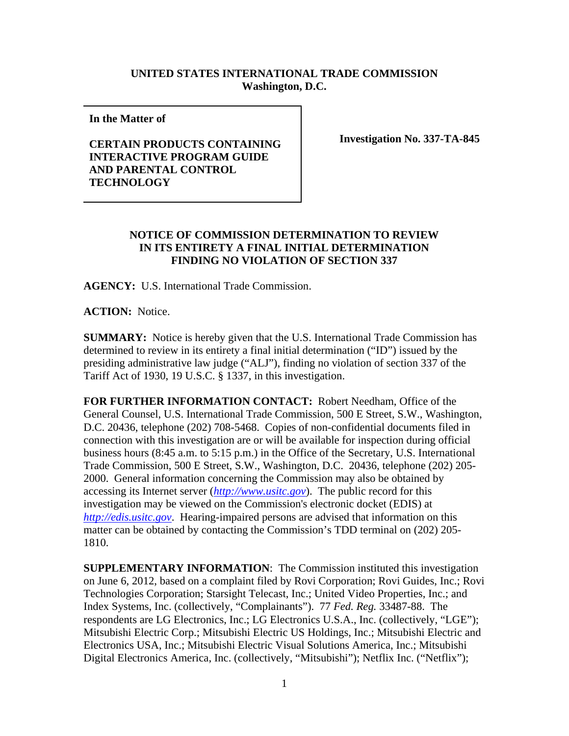**UNITED STATES INTERNATIONAL TRADE COMMISSION**
**Washington, D.C.**

| In the Matter of<br><br>**CERTAIN PRODUCTS CONTAINING INTERACTIVE PROGRAM GUIDE AND PARENTAL CONTROL TECHNOLOGY** | **Investigation No. 337-TA-845** |
|---|---|

**NOTICE OF COMMISSION DETERMINATION TO REVIEW IN ITS ENTIRETY A FINAL INITIAL DETERMINATION FINDING NO VIOLATION OF SECTION 337**

**AGENCY:** U.S. International Trade Commission.

**ACTION:** Notice.

**SUMMARY:** Notice is hereby given that the U.S. International Trade Commission has determined to review in its entirety a final initial determination ("ID") issued by the presiding administrative law judge ("ALJ"), finding no violation of section 337 of the Tariff Act of 1930, 19 U.S.C. § 1337, in this investigation.

**FOR FURTHER INFORMATION CONTACT:** Robert Needham, Office of the General Counsel, U.S. International Trade Commission, 500 E Street, S.W., Washington, D.C. 20436, telephone (202) 708-5468. Copies of non-confidential documents filed in connection with this investigation are or will be available for inspection during official business hours (8:45 a.m. to 5:15 p.m.) in the Office of the Secretary, U.S. International Trade Commission, 500 E Street, S.W., Washington, D.C. 20436, telephone (202) 205-2000. General information concerning the Commission may also be obtained by accessing its Internet server (*http://www.usitc.gov*). The public record for this investigation may be viewed on the Commission's electronic docket (EDIS) at *http://edis.usitc.gov*. Hearing-impaired persons are advised that information on this matter can be obtained by contacting the Commission's TDD terminal on (202) 205-1810.

**SUPPLEMENTARY INFORMATION**: The Commission instituted this investigation on June 6, 2012, based on a complaint filed by Rovi Corporation; Rovi Guides, Inc.; Rovi Technologies Corporation; Starsight Telecast, Inc.; United Video Properties, Inc.; and Index Systems, Inc. (collectively, "Complainants"). 77 *Fed. Reg.* 33487-88. The respondents are LG Electronics, Inc.; LG Electronics U.S.A., Inc. (collectively, "LGE"); Mitsubishi Electric Corp.; Mitsubishi Electric US Holdings, Inc.; Mitsubishi Electric and Electronics USA, Inc.; Mitsubishi Electric Visual Solutions America, Inc.; Mitsubishi Digital Electronics America, Inc. (collectively, "Mitsubishi"); Netflix Inc. ("Netflix");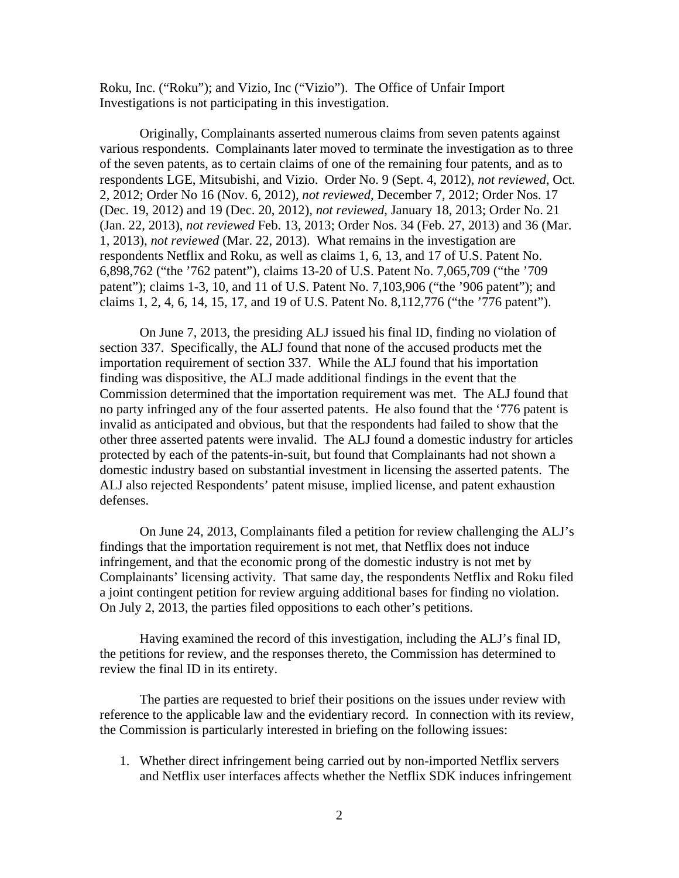Roku, Inc. ("Roku"); and Vizio, Inc ("Vizio"). The Office of Unfair Import Investigations is not participating in this investigation.

Originally, Complainants asserted numerous claims from seven patents against various respondents. Complainants later moved to terminate the investigation as to three of the seven patents, as to certain claims of one of the remaining four patents, and as to respondents LGE, Mitsubishi, and Vizio. Order No. 9 (Sept. 4, 2012), *not reviewed*, Oct. 2, 2012; Order No 16 (Nov. 6, 2012), *not reviewed*, December 7, 2012; Order Nos. 17 (Dec. 19, 2012) and 19 (Dec. 20, 2012), *not reviewed*, January 18, 2013; Order No. 21 (Jan. 22, 2013), *not reviewed* Feb. 13, 2013; Order Nos. 34 (Feb. 27, 2013) and 36 (Mar. 1, 2013), *not reviewed* (Mar. 22, 2013). What remains in the investigation are respondents Netflix and Roku, as well as claims 1, 6, 13, and 17 of U.S. Patent No. 6,898,762 ("the '762 patent"), claims 13-20 of U.S. Patent No. 7,065,709 ("the '709 patent"); claims 1-3, 10, and 11 of U.S. Patent No. 7,103,906 ("the '906 patent"); and claims 1, 2, 4, 6, 14, 15, 17, and 19 of U.S. Patent No. 8,112,776 ("the '776 patent").

On June 7, 2013, the presiding ALJ issued his final ID, finding no violation of section 337. Specifically, the ALJ found that none of the accused products met the importation requirement of section 337. While the ALJ found that his importation finding was dispositive, the ALJ made additional findings in the event that the Commission determined that the importation requirement was met. The ALJ found that no party infringed any of the four asserted patents. He also found that the '776 patent is invalid as anticipated and obvious, but that the respondents had failed to show that the other three asserted patents were invalid. The ALJ found a domestic industry for articles protected by each of the patents-in-suit, but found that Complainants had not shown a domestic industry based on substantial investment in licensing the asserted patents. The ALJ also rejected Respondents' patent misuse, implied license, and patent exhaustion defenses.

On June 24, 2013, Complainants filed a petition for review challenging the ALJ's findings that the importation requirement is not met, that Netflix does not induce infringement, and that the economic prong of the domestic industry is not met by Complainants' licensing activity. That same day, the respondents Netflix and Roku filed a joint contingent petition for review arguing additional bases for finding no violation. On July 2, 2013, the parties filed oppositions to each other's petitions.

Having examined the record of this investigation, including the ALJ's final ID, the petitions for review, and the responses thereto, the Commission has determined to review the final ID in its entirety.

The parties are requested to brief their positions on the issues under review with reference to the applicable law and the evidentiary record. In connection with its review, the Commission is particularly interested in briefing on the following issues:

1. Whether direct infringement being carried out by non-imported Netflix servers and Netflix user interfaces affects whether the Netflix SDK induces infringement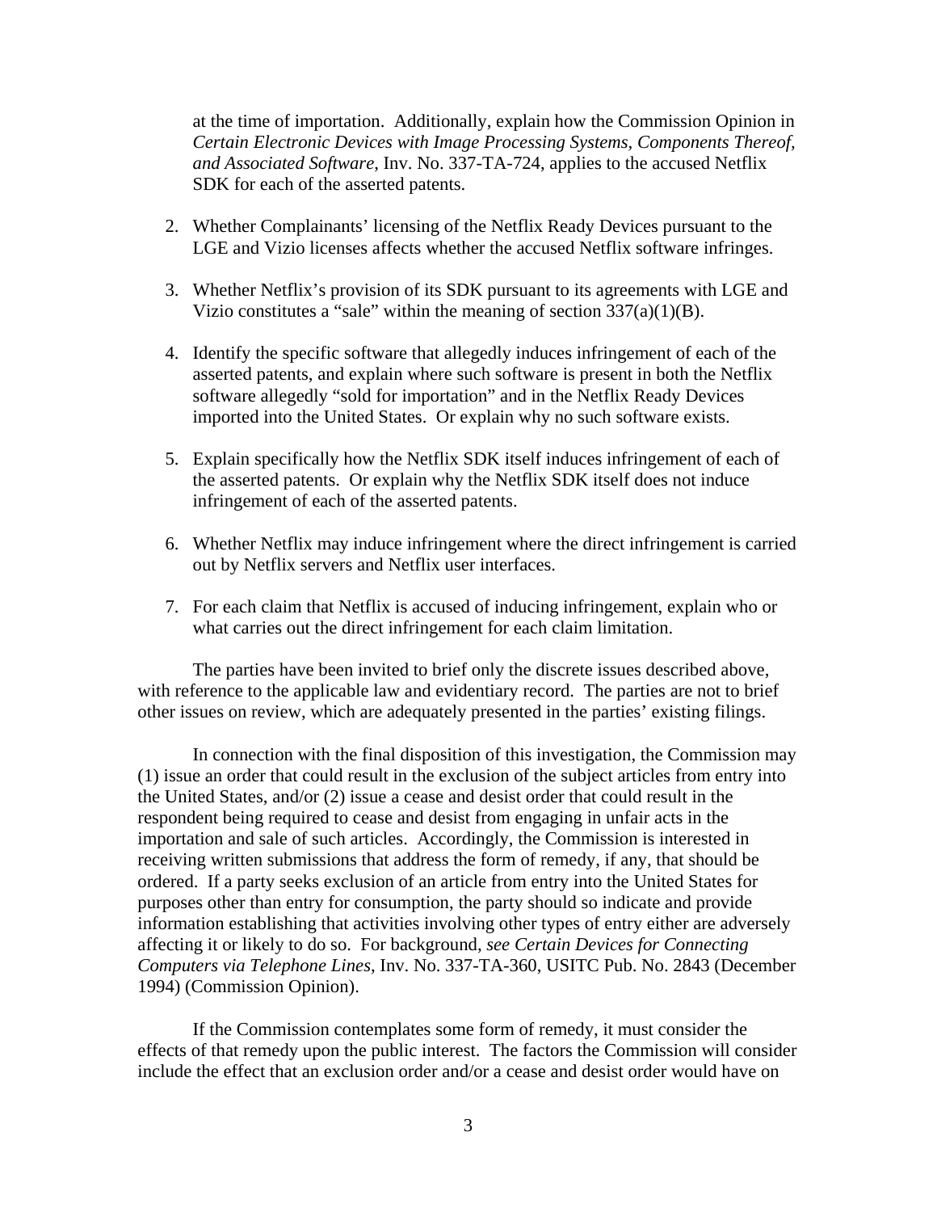at the time of importation. Additionally, explain how the Commission Opinion in *Certain Electronic Devices with Image Processing Systems, Components Thereof, and Associated Software*, Inv. No. 337-TA-724, applies to the accused Netflix SDK for each of the asserted patents.

2. Whether Complainants' licensing of the Netflix Ready Devices pursuant to the LGE and Vizio licenses affects whether the accused Netflix software infringes.

3. Whether Netflix's provision of its SDK pursuant to its agreements with LGE and Vizio constitutes a "sale" within the meaning of section 337(a)(1)(B).

4. Identify the specific software that allegedly induces infringement of each of the asserted patents, and explain where such software is present in both the Netflix software allegedly "sold for importation" and in the Netflix Ready Devices imported into the United States. Or explain why no such software exists.

5. Explain specifically how the Netflix SDK itself induces infringement of each of the asserted patents. Or explain why the Netflix SDK itself does not induce infringement of each of the asserted patents.

6. Whether Netflix may induce infringement where the direct infringement is carried out by Netflix servers and Netflix user interfaces.

7. For each claim that Netflix is accused of inducing infringement, explain who or what carries out the direct infringement for each claim limitation.

The parties have been invited to brief only the discrete issues described above, with reference to the applicable law and evidentiary record. The parties are not to brief other issues on review, which are adequately presented in the parties' existing filings.

In connection with the final disposition of this investigation, the Commission may (1) issue an order that could result in the exclusion of the subject articles from entry into the United States, and/or (2) issue a cease and desist order that could result in the respondent being required to cease and desist from engaging in unfair acts in the importation and sale of such articles. Accordingly, the Commission is interested in receiving written submissions that address the form of remedy, if any, that should be ordered. If a party seeks exclusion of an article from entry into the United States for purposes other than entry for consumption, the party should so indicate and provide information establishing that activities involving other types of entry either are adversely affecting it or likely to do so. For background, *see Certain Devices for Connecting Computers via Telephone Lines*, Inv. No. 337-TA-360, USITC Pub. No. 2843 (December 1994) (Commission Opinion).

If the Commission contemplates some form of remedy, it must consider the effects of that remedy upon the public interest. The factors the Commission will consider include the effect that an exclusion order and/or a cease and desist order would have on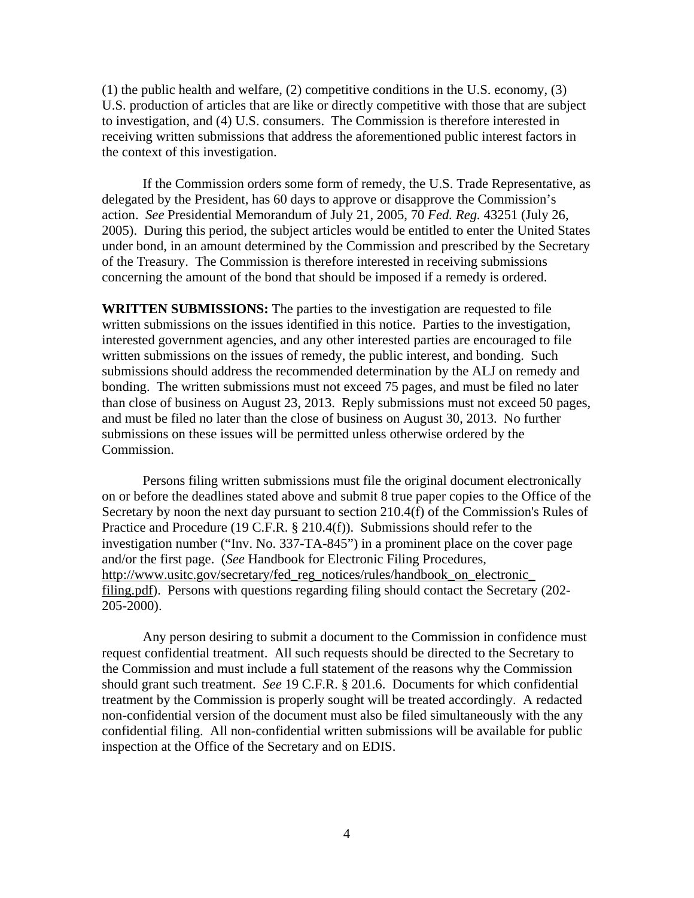(1) the public health and welfare, (2) competitive conditions in the U.S. economy, (3) U.S. production of articles that are like or directly competitive with those that are subject to investigation, and (4) U.S. consumers. The Commission is therefore interested in receiving written submissions that address the aforementioned public interest factors in the context of this investigation.

If the Commission orders some form of remedy, the U.S. Trade Representative, as delegated by the President, has 60 days to approve or disapprove the Commission's action. *See* Presidential Memorandum of July 21, 2005, 70 *Fed. Reg.* 43251 (July 26, 2005). During this period, the subject articles would be entitled to enter the United States under bond, in an amount determined by the Commission and prescribed by the Secretary of the Treasury. The Commission is therefore interested in receiving submissions concerning the amount of the bond that should be imposed if a remedy is ordered.

**WRITTEN SUBMISSIONS:** The parties to the investigation are requested to file written submissions on the issues identified in this notice. Parties to the investigation, interested government agencies, and any other interested parties are encouraged to file written submissions on the issues of remedy, the public interest, and bonding. Such submissions should address the recommended determination by the ALJ on remedy and bonding. The written submissions must not exceed 75 pages, and must be filed no later than close of business on August 23, 2013. Reply submissions must not exceed 50 pages, and must be filed no later than the close of business on August 30, 2013. No further submissions on these issues will be permitted unless otherwise ordered by the Commission.

Persons filing written submissions must file the original document electronically on or before the deadlines stated above and submit 8 true paper copies to the Office of the Secretary by noon the next day pursuant to section 210.4(f) of the Commission's Rules of Practice and Procedure (19 C.F.R. § 210.4(f)). Submissions should refer to the investigation number ("Inv. No. 337-TA-845") in a prominent place on the cover page and/or the first page. (*See* Handbook for Electronic Filing Procedures, http://www.usitc.gov/secretary/fed_reg_notices/rules/handbook_on_electronic_filing.pdf). Persons with questions regarding filing should contact the Secretary (202-205-2000).

Any person desiring to submit a document to the Commission in confidence must request confidential treatment. All such requests should be directed to the Secretary to the Commission and must include a full statement of the reasons why the Commission should grant such treatment. *See* 19 C.F.R. § 201.6. Documents for which confidential treatment by the Commission is properly sought will be treated accordingly. A redacted non-confidential version of the document must also be filed simultaneously with the any confidential filing. All non-confidential written submissions will be available for public inspection at the Office of the Secretary and on EDIS.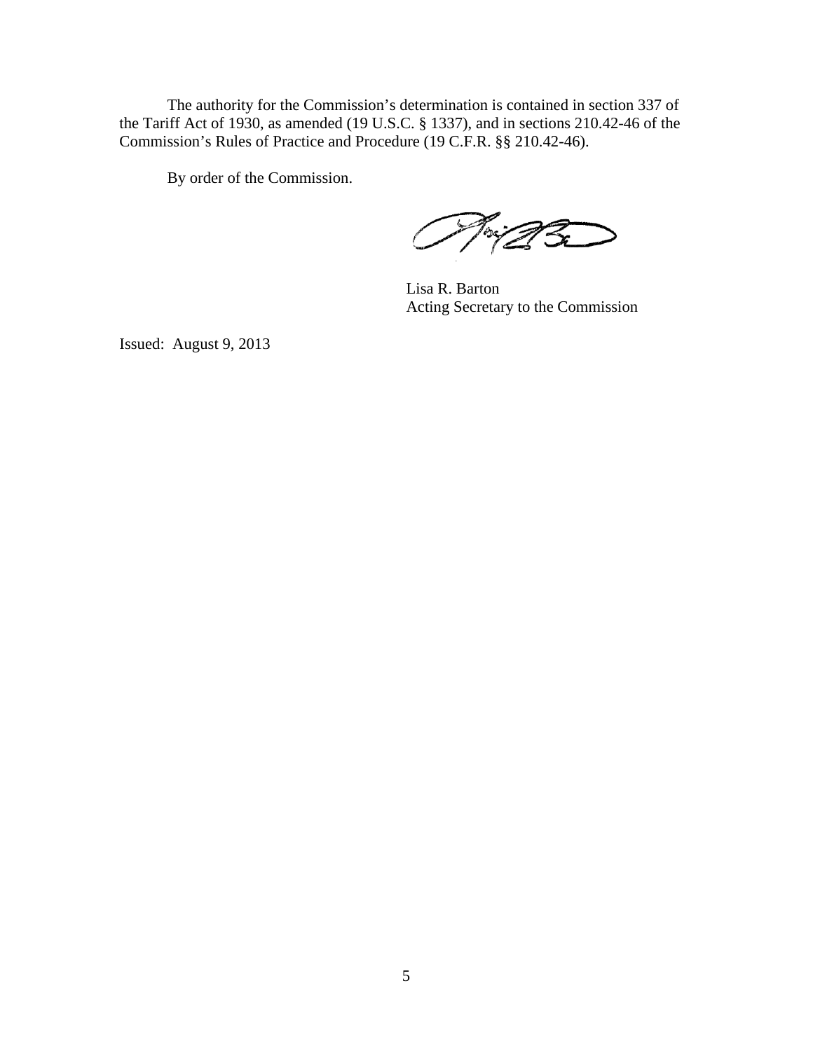The authority for the Commission's determination is contained in section 337 of the Tariff Act of 1930, as amended (19 U.S.C. § 1337), and in sections 210.42-46 of the Commission's Rules of Practice and Procedure (19 C.F.R. §§ 210.42-46).

By order of the Commission.

Lisa R. Barton
Acting Secretary to the Commission

Issued: August 9, 2013